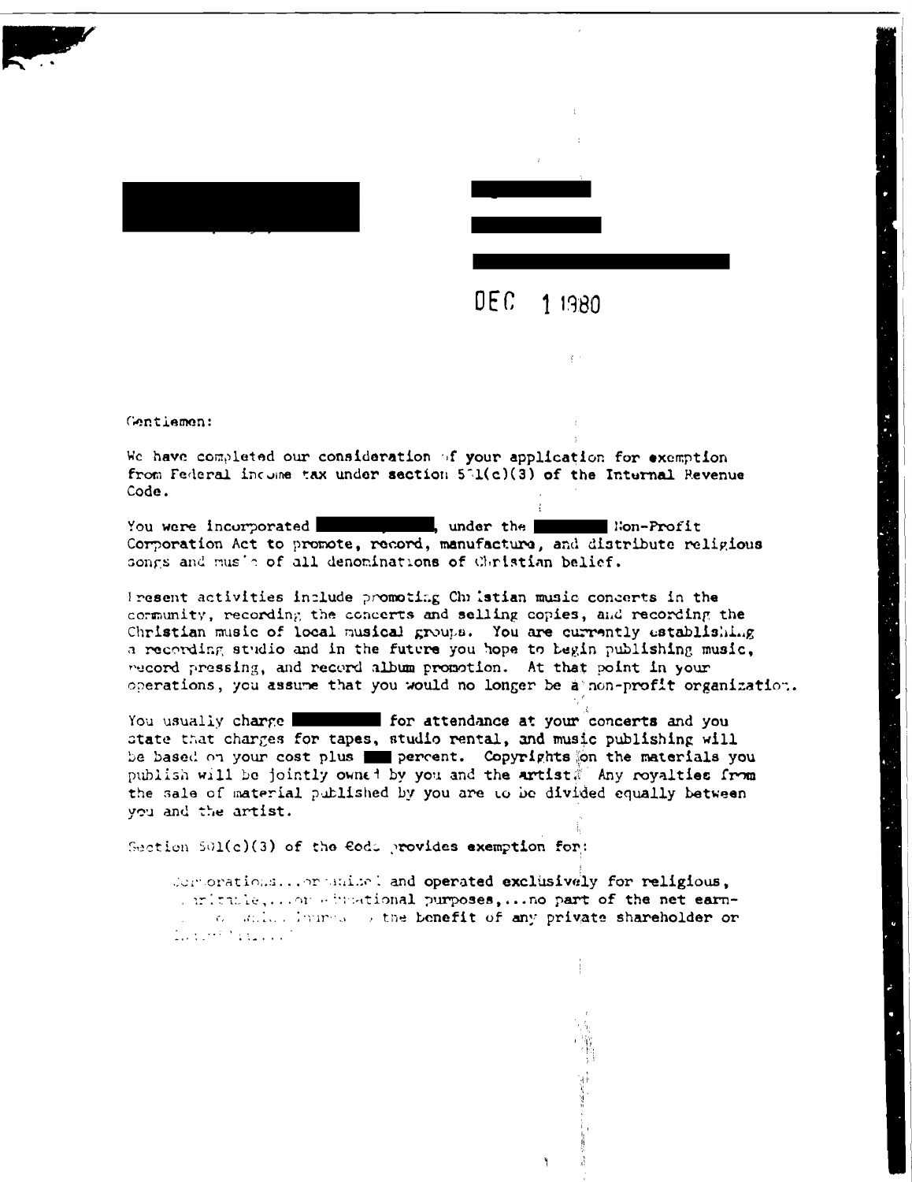DEC 1 1980

Gentlemen:

We have completed our consideration of your application for exemption from Federal income tax under section 501(c)(3) of the Internal Revenue Code.

You were incorporated , under the Non-Profit Corporation Act to promote, record, manufacture, and distribute religious songs and music of all denominations of Christian belief.

Present activities include promoting Christian music concerts in the community, recording the concerts and selling copies, and recording the Christian music of local musical groups. You are currently establishing a recording studio and in the future you hope to begin publishing music, record pressing, and record album promotion. At that point in your operations, you assume that you would no longer be a non-profit organization.

You usually charge for attendance at your concerts and you state that charges for tapes, studio rental, and music publishing will be based on your cost plus percent. Copyrights on the materials you publish will be jointly owned by you and the artist. Any royalties from the sale of material published by you are to be divided equally between you and the artist.

Section 501(c)(3) of the Code provides exemption for:

> Corporations...organized and operated exclusively for religious, charitable,...or educational purposes,...no part of the net earnings of which inures to the benefit of any private shareholder or individual...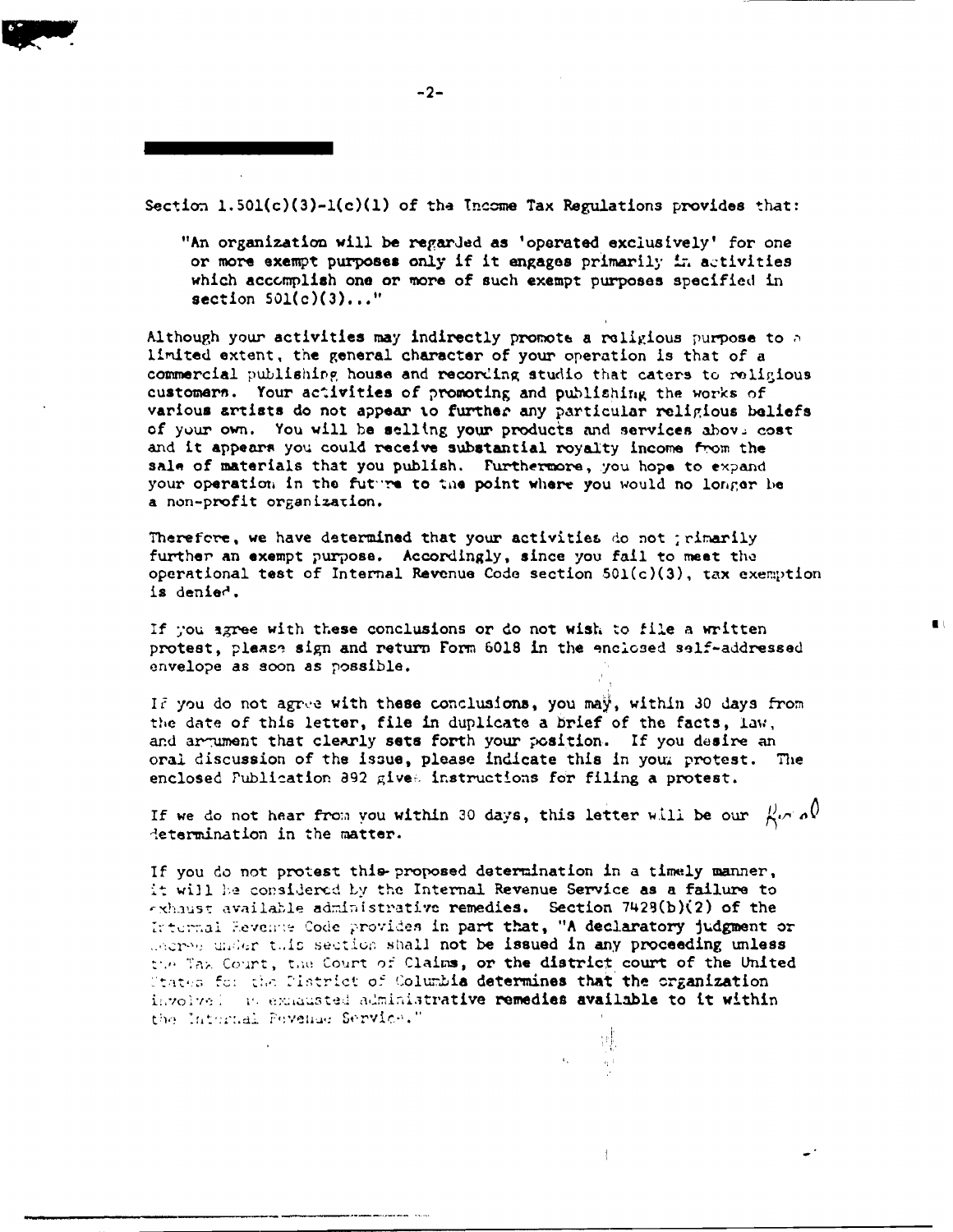Section 1.501(c)(3)-1(c)(1) of the Income Tax Regulations provides that:

> "An organization will be regarded as 'operated exclusively' for one or more exempt purposes only if it engages primarily in activities which accomplish one or more of such exempt purposes specified in section 501(c)(3)..."

Although your activities may indirectly promote a religious purpose to a limited extent, the general character of your operation is that of a commercial publishing house and recording studio that caters to religious customers. Your activities of promoting and publishing the works of various artists do not appear to further any particular religious beliefs of your own. You will be selling your products and services above cost and it appears you could receive substantial royalty income from the sale of materials that you publish. Furthermore, you hope to expand your operation in the future to the point where you would no longer be a non-profit organization.

Therefore, we have determined that your activities do not primarily further an exempt purpose. Accordingly, since you fail to meet the operational test of Internal Revenue Code section 501(c)(3), tax exemption is denied.

If you agree with these conclusions or do not wish to file a written protest, please sign and return Form 6018 in the enclosed self-addressed envelope as soon as possible.

If you do not agree with these conclusions, you may, within 30 days from the date of this letter, file in duplicate a brief of the facts, law, and argument that clearly sets forth your position. If you desire an oral discussion of the issue, please indicate this in your protest. The enclosed Publication 892 gives instructions for filing a protest.

If we do not hear from you within 30 days, this letter will be our final determination in the matter.

If you do not protest this proposed determination in a timely manner, it will be considered by the Internal Revenue Service as a failure to exhaust available administrative remedies. Section 7428(b)(2) of the Internal Revenue Code provides in part that, "A declaratory judgment or decree under this section shall not be issued in any proceeding unless the Tax Court, the Court of Claims, or the district court of the United States for the District of Columbia determines that the organization involved has exhausted administrative remedies available to it within the Internal Revenue Service."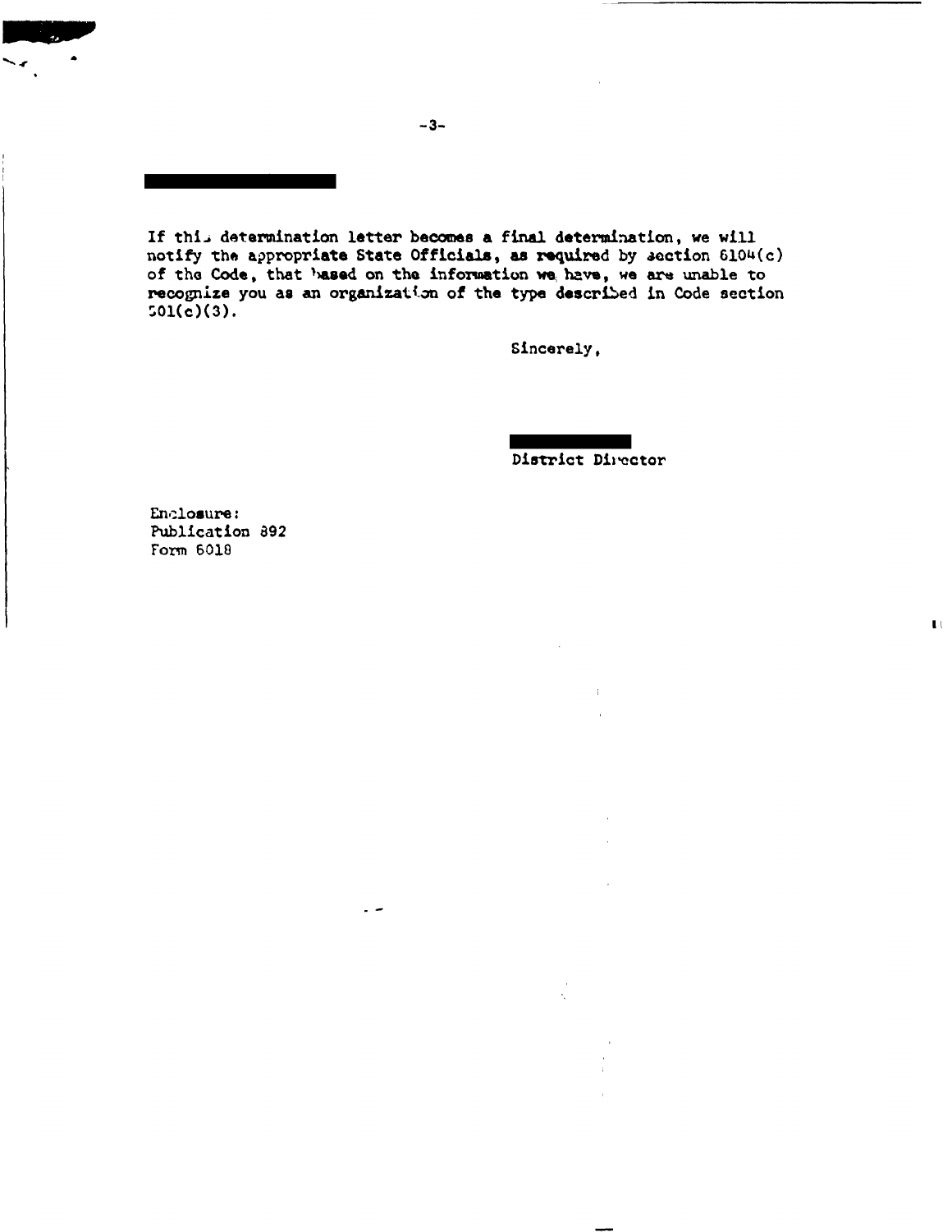If this determination letter becomes a final determination, we will notify the appropriate State Officials, as required by section 6104(c) of the Code, that based on the information we have, we are unable to recognize you as an organization of the type described in Code section 501(c)(3).

Sincerely,

District Director

Enclosure:
Publication 892
Form 6018